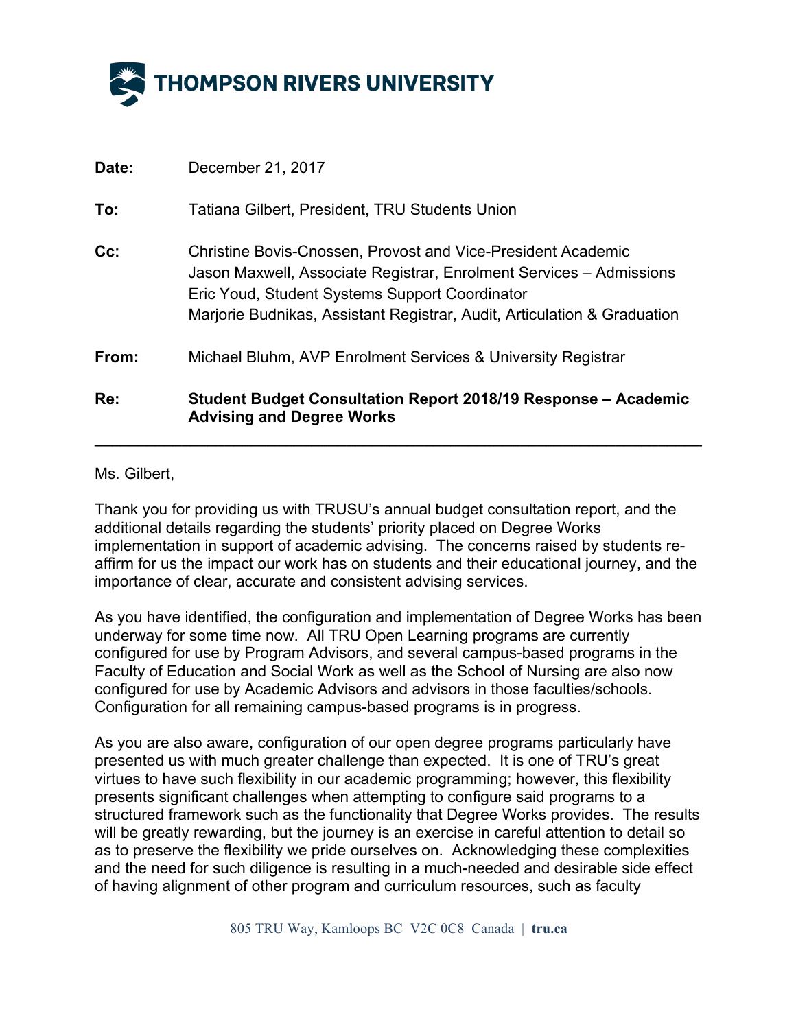**THOMPSON RIVERS UNIVERSITY**

**Date:** December 21, 2017

**To:** Tatiana Gilbert, President, TRU Students Union

**Cc:** Christine Bovis-Cnossen, Provost and Vice-President Academic
Jason Maxwell, Associate Registrar, Enrolment Services – Admissions
Eric Youd, Student Systems Support Coordinator
Marjorie Budnikas, Assistant Registrar, Audit, Articulation & Graduation

**From:** Michael Bluhm, AVP Enrolment Services & University Registrar

**Re:** **Student Budget Consultation Report 2018/19 Response – Academic Advising and Degree Works**

---

Ms. Gilbert,

Thank you for providing us with TRUSU's annual budget consultation report, and the additional details regarding the students' priority placed on Degree Works implementation in support of academic advising. The concerns raised by students re-affirm for us the impact our work has on students and their educational journey, and the importance of clear, accurate and consistent advising services.

As you have identified, the configuration and implementation of Degree Works has been underway for some time now. All TRU Open Learning programs are currently configured for use by Program Advisors, and several campus-based programs in the Faculty of Education and Social Work as well as the School of Nursing are also now configured for use by Academic Advisors and advisors in those faculties/schools. Configuration for all remaining campus-based programs is in progress.

As you are also aware, configuration of our open degree programs particularly have presented us with much greater challenge than expected. It is one of TRU's great virtues to have such flexibility in our academic programming; however, this flexibility presents significant challenges when attempting to configure said programs to a structured framework such as the functionality that Degree Works provides. The results will be greatly rewarding, but the journey is an exercise in careful attention to detail so as to preserve the flexibility we pride ourselves on. Acknowledging these complexities and the need for such diligence is resulting in a much-needed and desirable side effect of having alignment of other program and curriculum resources, such as faculty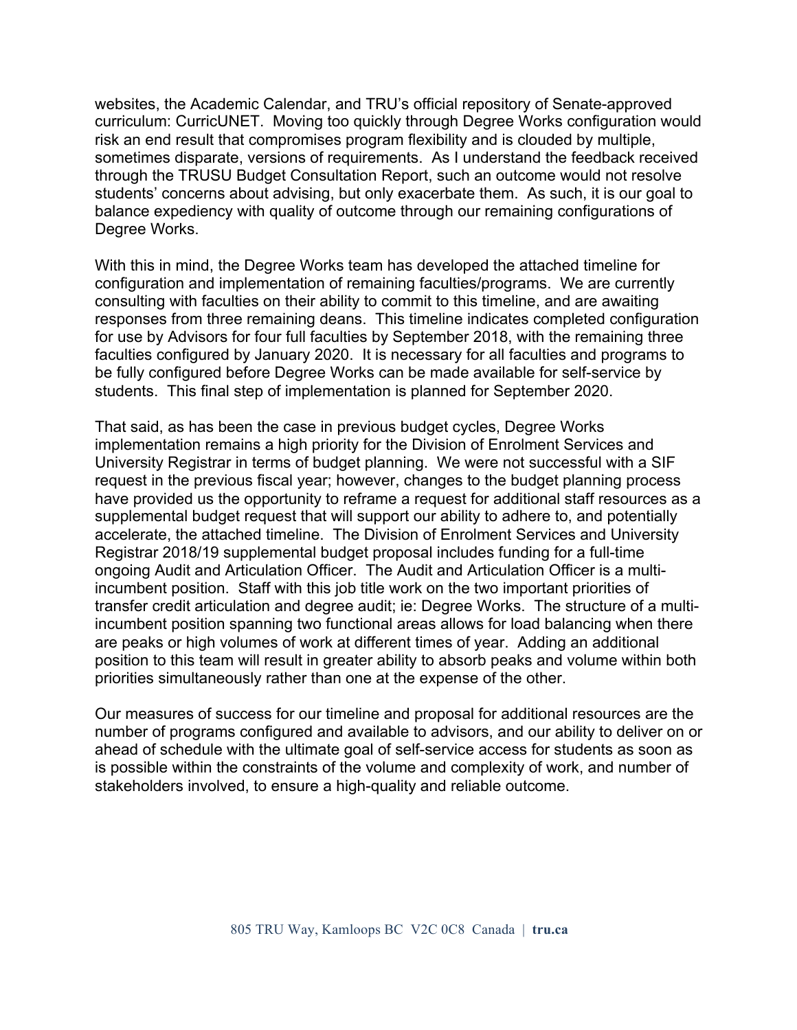websites, the Academic Calendar, and TRU's official repository of Senate-approved curriculum: CurricUNET. Moving too quickly through Degree Works configuration would risk an end result that compromises program flexibility and is clouded by multiple, sometimes disparate, versions of requirements. As I understand the feedback received through the TRUSU Budget Consultation Report, such an outcome would not resolve students' concerns about advising, but only exacerbate them. As such, it is our goal to balance expediency with quality of outcome through our remaining configurations of Degree Works.

With this in mind, the Degree Works team has developed the attached timeline for configuration and implementation of remaining faculties/programs. We are currently consulting with faculties on their ability to commit to this timeline, and are awaiting responses from three remaining deans. This timeline indicates completed configuration for use by Advisors for four full faculties by September 2018, with the remaining three faculties configured by January 2020. It is necessary for all faculties and programs to be fully configured before Degree Works can be made available for self-service by students. This final step of implementation is planned for September 2020.

That said, as has been the case in previous budget cycles, Degree Works implementation remains a high priority for the Division of Enrolment Services and University Registrar in terms of budget planning. We were not successful with a SIF request in the previous fiscal year; however, changes to the budget planning process have provided us the opportunity to reframe a request for additional staff resources as a supplemental budget request that will support our ability to adhere to, and potentially accelerate, the attached timeline. The Division of Enrolment Services and University Registrar 2018/19 supplemental budget proposal includes funding for a full-time ongoing Audit and Articulation Officer. The Audit and Articulation Officer is a multi-incumbent position. Staff with this job title work on the two important priorities of transfer credit articulation and degree audit; ie: Degree Works. The structure of a multi-incumbent position spanning two functional areas allows for load balancing when there are peaks or high volumes of work at different times of year. Adding an additional position to this team will result in greater ability to absorb peaks and volume within both priorities simultaneously rather than one at the expense of the other.

Our measures of success for our timeline and proposal for additional resources are the number of programs configured and available to advisors, and our ability to deliver on or ahead of schedule with the ultimate goal of self-service access for students as soon as is possible within the constraints of the volume and complexity of work, and number of stakeholders involved, to ensure a high-quality and reliable outcome.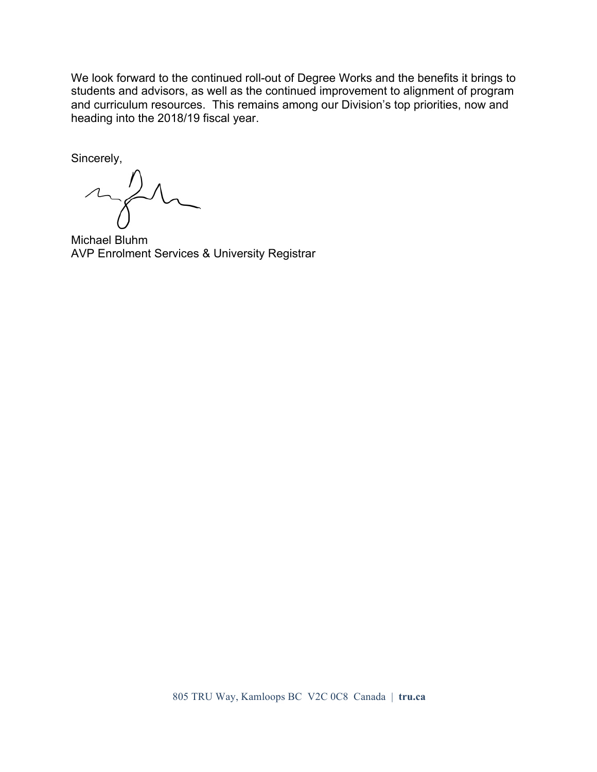We look forward to the continued roll-out of Degree Works and the benefits it brings to students and advisors, as well as the continued improvement to alignment of program and curriculum resources. This remains among our Division's top priorities, now and heading into the 2018/19 fiscal year.

Sincerely,

Michael Bluhm
AVP Enrolment Services & University Registrar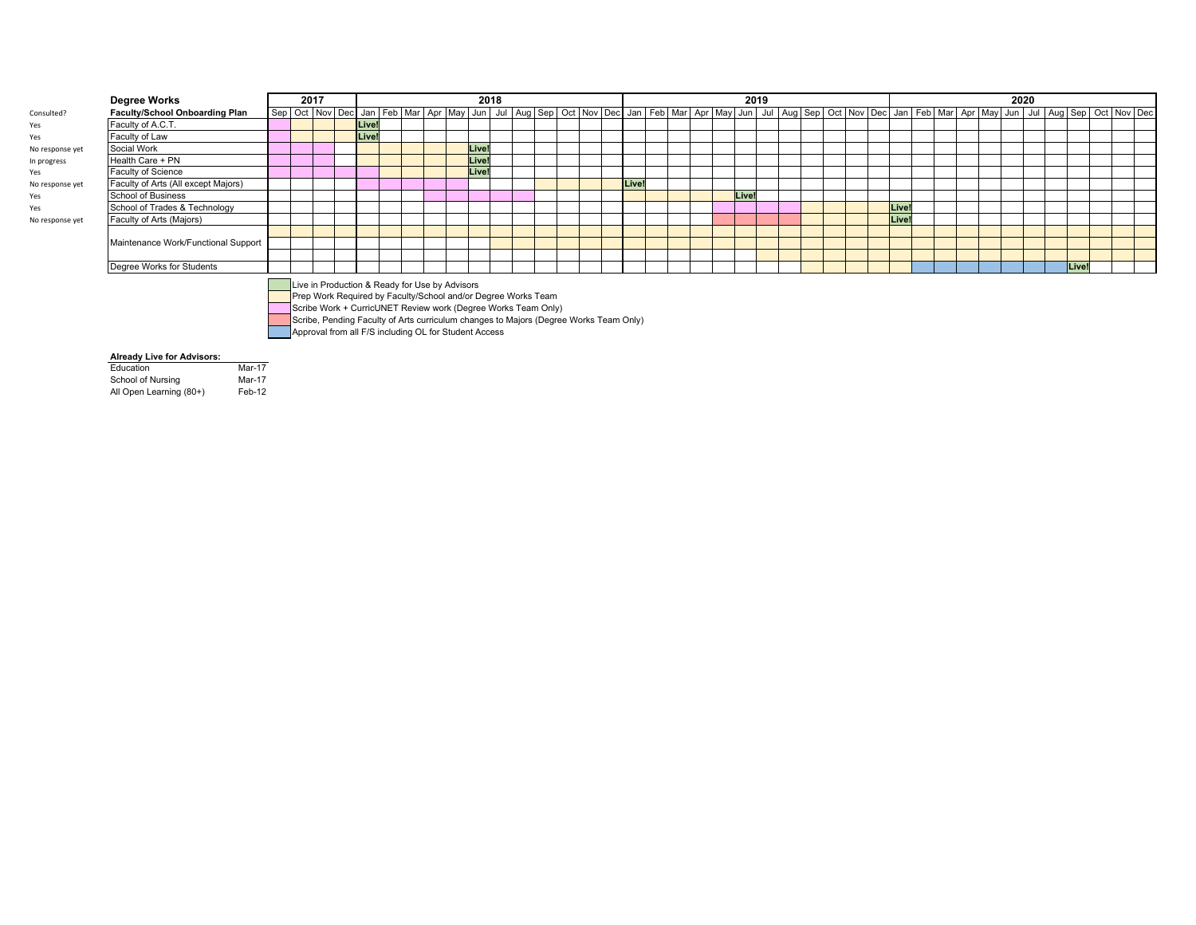| | Degree Works | 2017 | | | | 2018 | | | | | | | | | | | | 2019 | | | | | | | | | | | | 2020 | | | | | | | | | | | |
|---|---|---|---|---|---|---|---|---|---|---|---|---|---|---|---|---|---|---|---|---|---|---|---|---|---|---|---|---|---|---|---|---|---|---|---|---|---|---|---|---|---|
| Consulted? | Faculty/School Onboarding Plan | Sep | Oct | Nov | Dec | Jan | Feb | Mar | Apr | May | Jun | Jul | Aug | Sep | Oct | Nov | Dec | Jan | Feb | Mar | Apr | May | Jun | Jul | Aug | Sep | Oct | Nov | Dec | Jan | Feb | Mar | Apr | May | Jun | Jul | Aug | Sep | Oct | Nov | Dec |
| Yes | Faculty of A.C.T. | | | | | Live! | | | | | | | | | | | | | | | | | | | | | | | | | | | | | | | | | | | |
| Yes | Faculty of Law | | | | | Live! | | | | | | | | | | | | | | | | | | | | | | | | | | | | | | | | | | | |
| No response yet | Social Work | | | | | | | | | | Live! | | | | | | | | | | | | | | | | | | | | | | | | | | | | | | |
| In progress | Health Care + PN | | | | | | | | | | Live! | | | | | | | | | | | | | | | | | | | | | | | | | | | | | | |
| Yes | Faculty of Science | | | | | | | | | | Live! | | | | | | | | | | | | | | | | | | | | | | | | | | | | | | |
| No response yet | Faculty of Arts (All except Majors) | | | | | | | | | | | | | | | | | Live! | | | | | | | | | | | | | | | | | | | | | | | |
| Yes | School of Business | | | | | | | | | | | | | | | | | | | | | | Live! | | | | | | | | | | | | | | | | | | |
| Yes | School of Trades & Technology | | | | | | | | | | | | | | | | | | | | | | | | | | | | | Live! | | | | | | | | | | | |
| No response yet | Faculty of Arts (Majors) | | | | | | | | | | | | | | | | | | | | | | | | | | | | | Live! | | | | | | | | | | | |
| | Maintenance Work/Functional Support | | | | | | | | | | | | | | | | | | | | | | | | | | | | | | | | | | | | | | | | |
| | Degree Works for Students | | | | | | | | | | | | | | | | | | | | | | | | | | | | | | | | | | | | | Live! | | | |

Live in Production & Ready for Use by Advisors

Prep Work Required by Faculty/School and/or Degree Works Team

Scribe Work + CurricUNET Review work (Degree Works Team Only)

Scribe, Pending Faculty of Arts curriculum changes to Majors (Degree Works Team Only)

Approval from all F/S including OL for Student Access

| Already Live for Advisors: | |
|---|---|
| Education | Mar-17 |
| School of Nursing | Mar-17 |
| All Open Learning (80+) | Feb-12 |